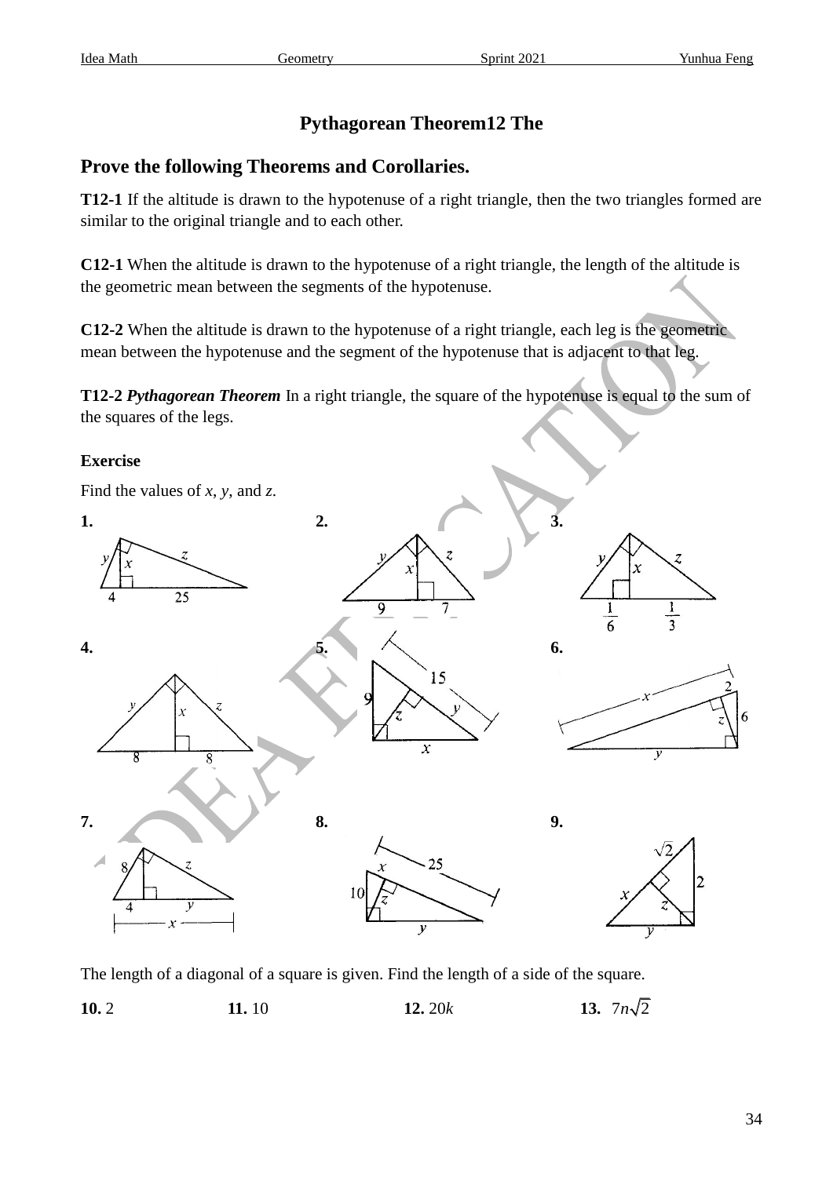# Pythagorean Theorem12 The

## Prove the following Theorems and Corollaries.

**T12-1** If the altitude is drawn to the hypotenuse of a right triangle, then the two triangles formed are similar to the original triangle and to each other.

**C12-1** When the altitude is drawn to the hypotenuse of a right triangle, the length of the altitude is the geometric mean between the segments of the hypotenuse.

**C12-2** When the altitude is drawn to the hypotenuse of a right triangle, each leg is the geometric mean between the hypotenuse and the segment of the hypotenuse that is adjacent to that leg.

**T12-2** ***Pythagorean Theorem*** In a right triangle, the square of the hypotenuse is equal to the sum of the squares of the legs.

### Exercise

Find the values of $x$, $y$, and $z$.

**1.** (segments 4 and 25)

**2.** (segments 9 and 7)

**3.** (segments $\frac{1}{6}$ and $\frac{1}{3}$)

**4.** (segments 8 and 8)

**5.** (leg 9, hypotenuse 15)

**6.** (segment 2, leg 6)

**7.** (leg 8, segment 4)

**8.** (leg 10, hypotenuse 25)

**9.** (segment $\sqrt{2}$, leg 2)

The length of a diagonal of a square is given. Find the length of a side of the square.

**10.** 2 **11.** 10 **12.** $20k$ **13.** $7n\sqrt{2}$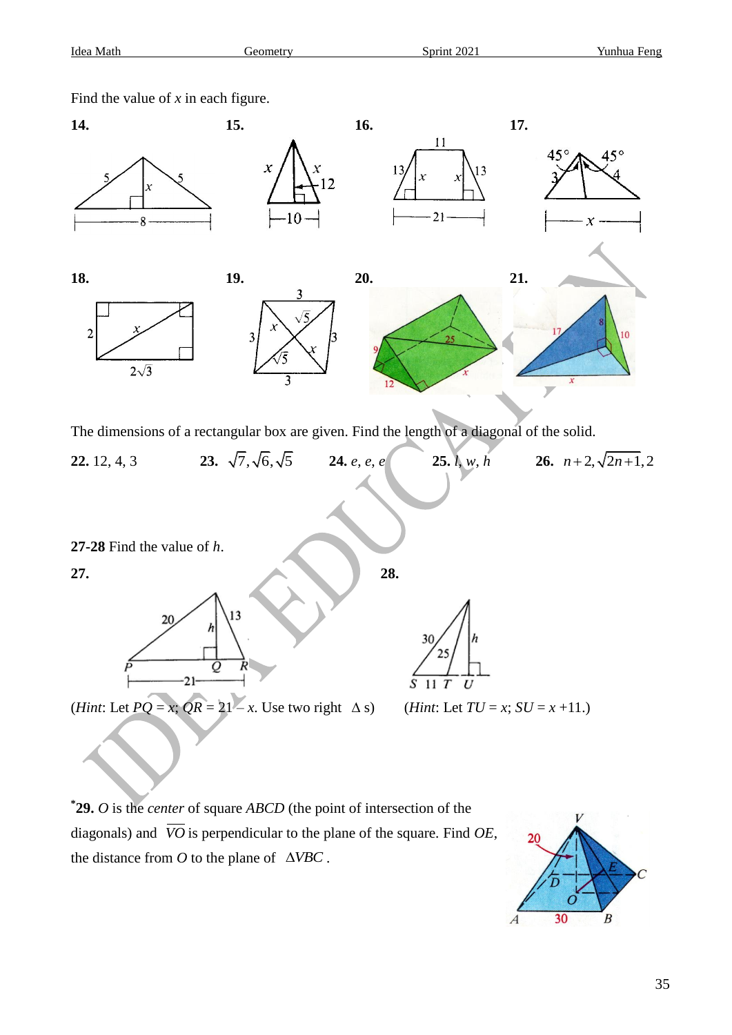Find the value of $x$ in each figure.

**14.**

5, 5, $x$, 8

**15.**

$x$, $x$, 12, 10

**16.**

11, 13, 13, $x$, $x$, 21

**17.**

45°, 45°, 3, 4, $x$

**18.**

2, $x$, $2\sqrt{3}$

**19.**

3, 3, 3, 3, $x$, $x$, $\sqrt{5}$, $\sqrt{5}$

**20.**

9, 25, 12, $x$

**21.**

17, 8, 10, $x$

The dimensions of a rectangular box are given. Find the length of a diagonal of the solid.

**22.** 12, 4, 3 **23.** $\sqrt{7}, \sqrt{6}, \sqrt{5}$ **24.** $e, e, e$ **25.** $l, w, h$ **26.** $n+2, \sqrt{2n+1}, 2$

**27-28** Find the value of $h$.

**27.**

20, 13, $h$, $P$, $Q$, $R$, 21

(*Hint*: Let $PQ = x$; $QR = 21 - x$. Use two right $\Delta$ s)

**28.**

30, 25, $h$, $S$, 11, $T$, $U$

(*Hint*: Let $TU = x$; $SU = x + 11$.)

***29.** $O$ is the *center* of square $ABCD$ (the point of intersection of the diagonals) and $\overline{VO}$ is perpendicular to the plane of the square. Find $OE$, the distance from $O$ to the plane of $\Delta VBC$.

$V$, 20, $E$, $C$, $D$, $O$, $A$, 30, $B$